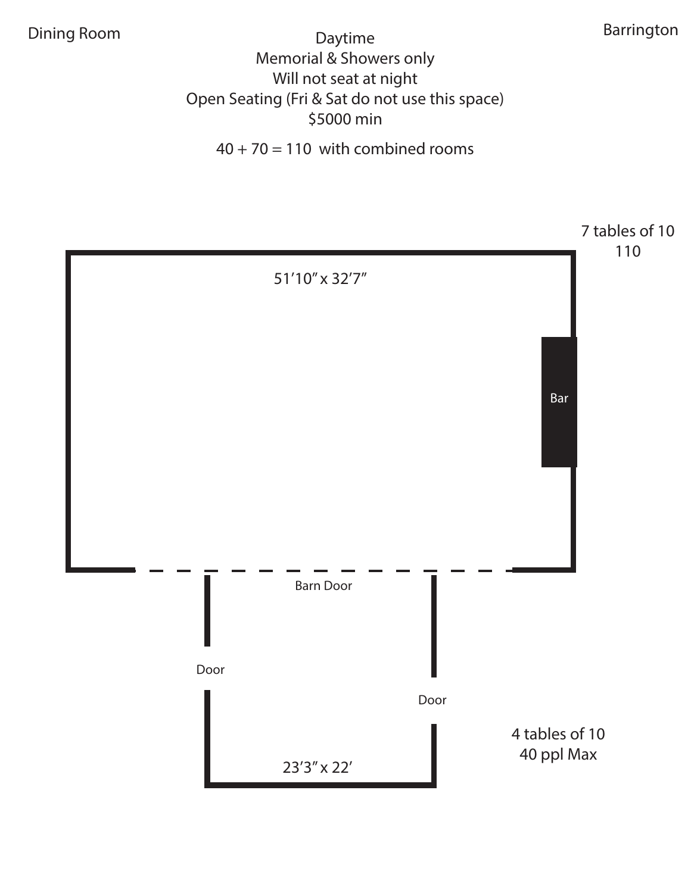Dining Room

Barrington

Daytime
Memorial & Showers only
Will not seat at night
Open Seating (Fri & Sat do not use this space)
$5000 min

40 + 70 = 110 with combined rooms

7 tables of 10
110

51’10” x 32’7”

Bar

Barn Door

Door

Door

23’3” x 22’

4 tables of 10
40 ppl Max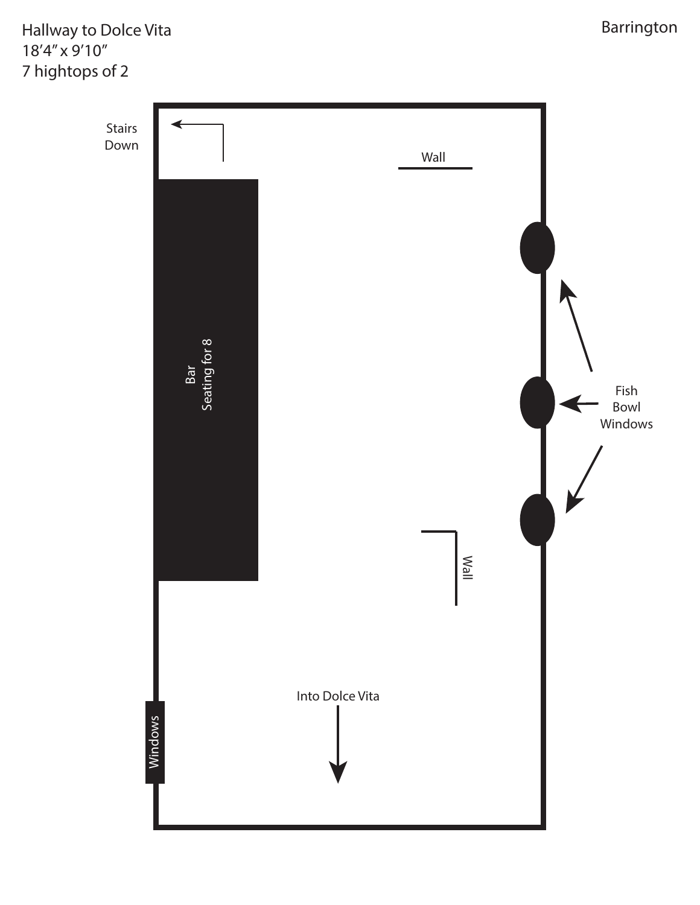Hallway to Dolce Vita
18'4" x 9'10"
7 hightops of 2

Barrington

Stairs Down

Wall

Bar
Seating for 8

Fish Bowl Windows

Wall

Into Dolce Vita

Windows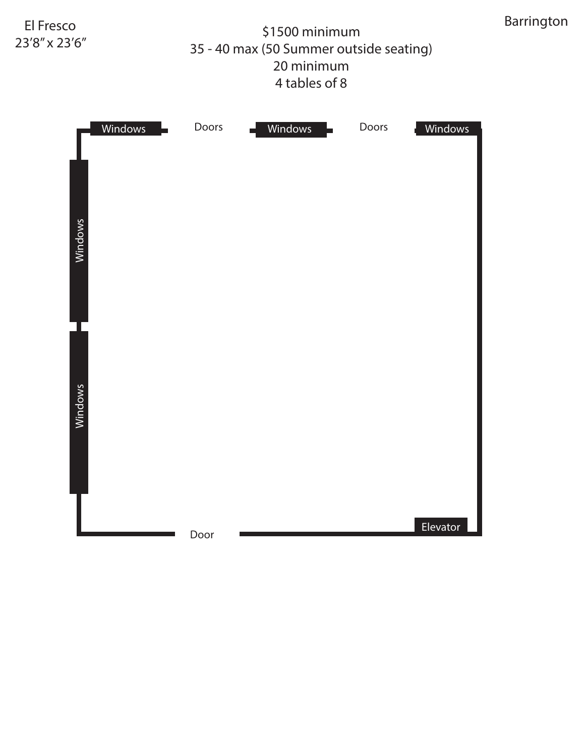El Fresco
23’8” x 23’6”

Barrington

$1500 minimum
35 - 40 max (50 Summer outside seating)
20 minimum
4 tables of 8

Windows Doors Windows Doors Windows

Windows

Windows

Door

Elevator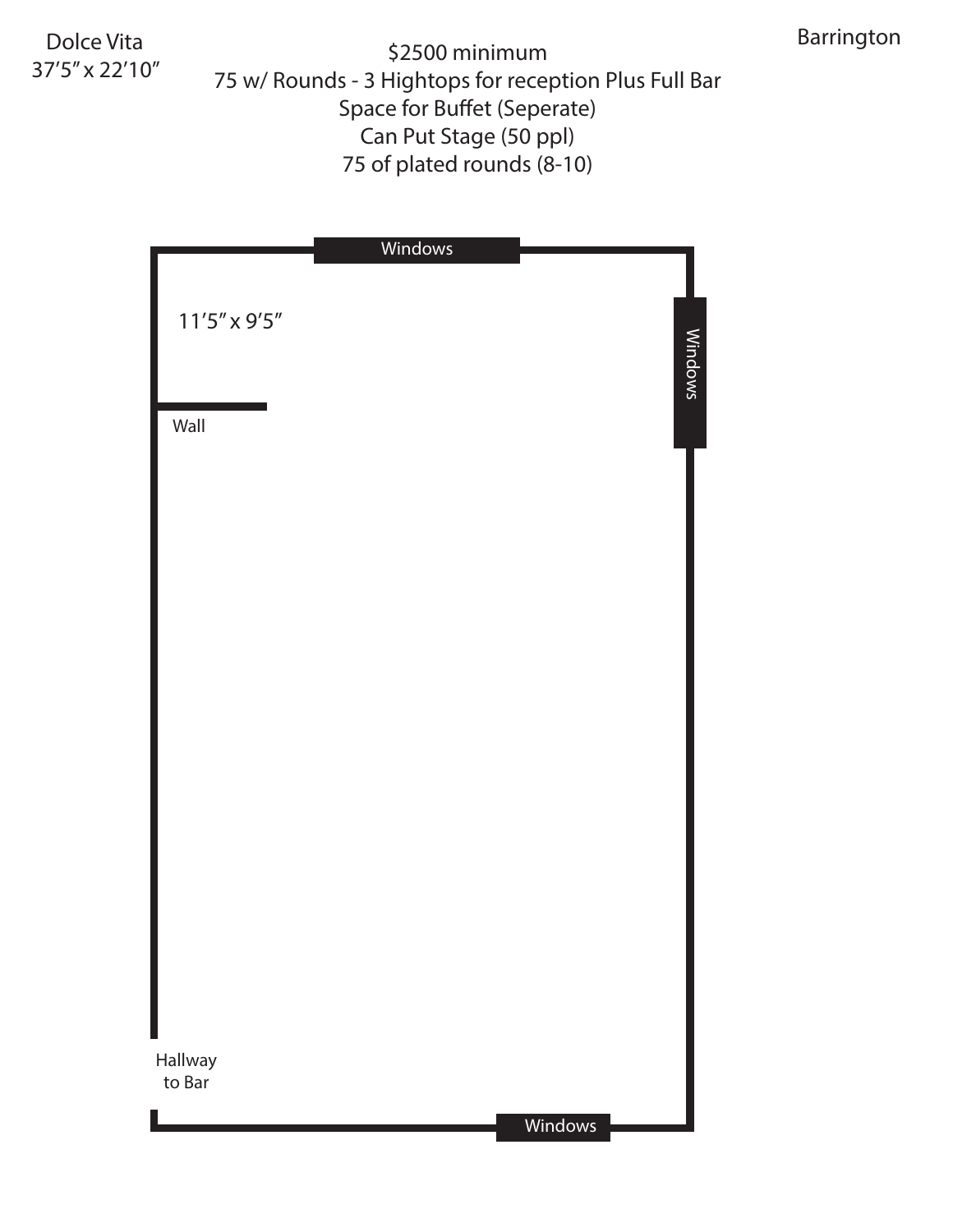Dolce Vita
37'5" x 22'10"

Barrington

$2500 minimum
75 w/ Rounds - 3 Hightops for reception Plus Full Bar
Space for Buffet (Seperate)
Can Put Stage (50 ppl)
75 of plated rounds (8-10)

Windows

Windows

11'5" x 9'5"

Wall

Hallway to Bar

Windows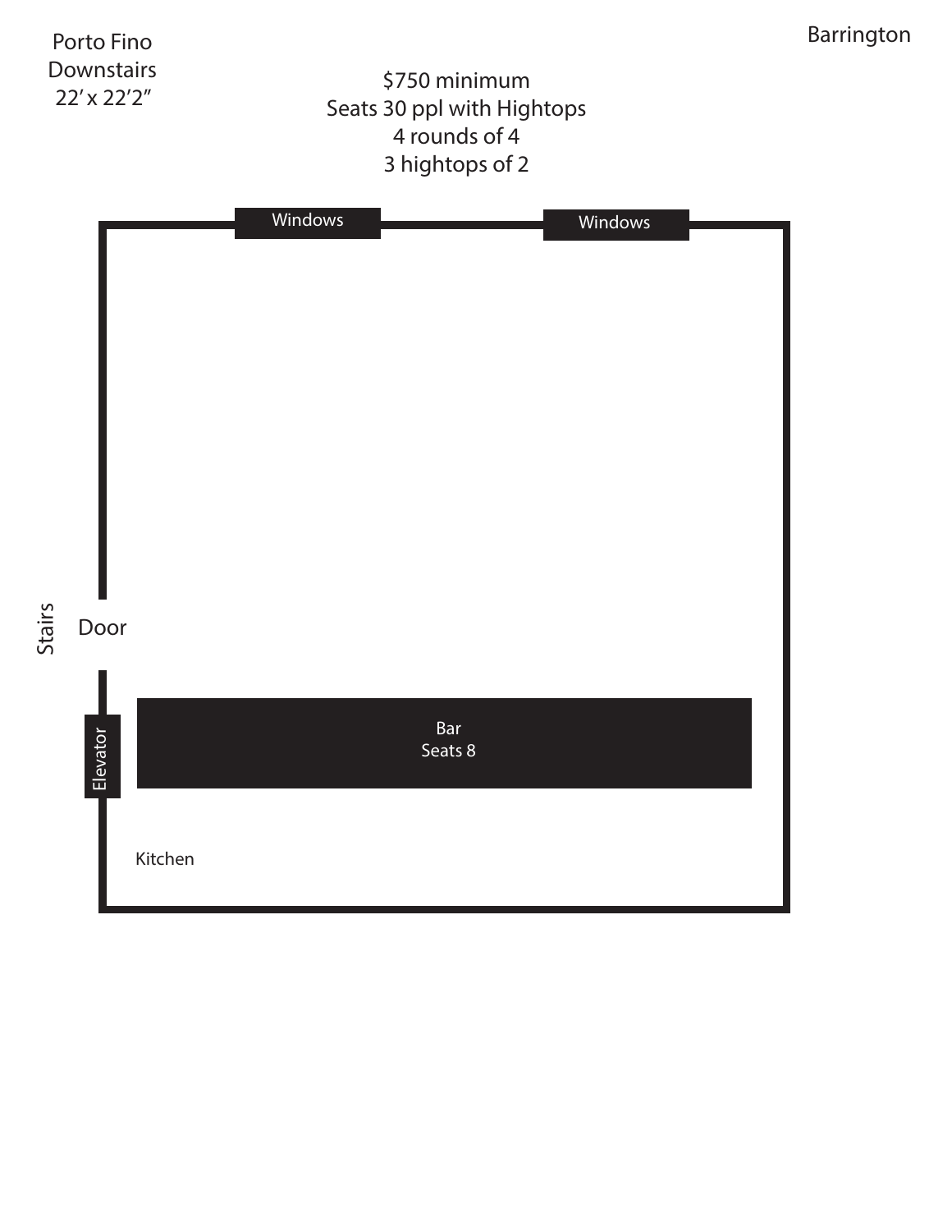Porto Fino
Downstairs
22′ x 22′2″

Barrington

$750 minimum
Seats 30 ppl with Hightops
4 rounds of 4
3 hightops of 2

Windows

Windows

Stairs

Door

Elevator

Bar
Seats 8

Kitchen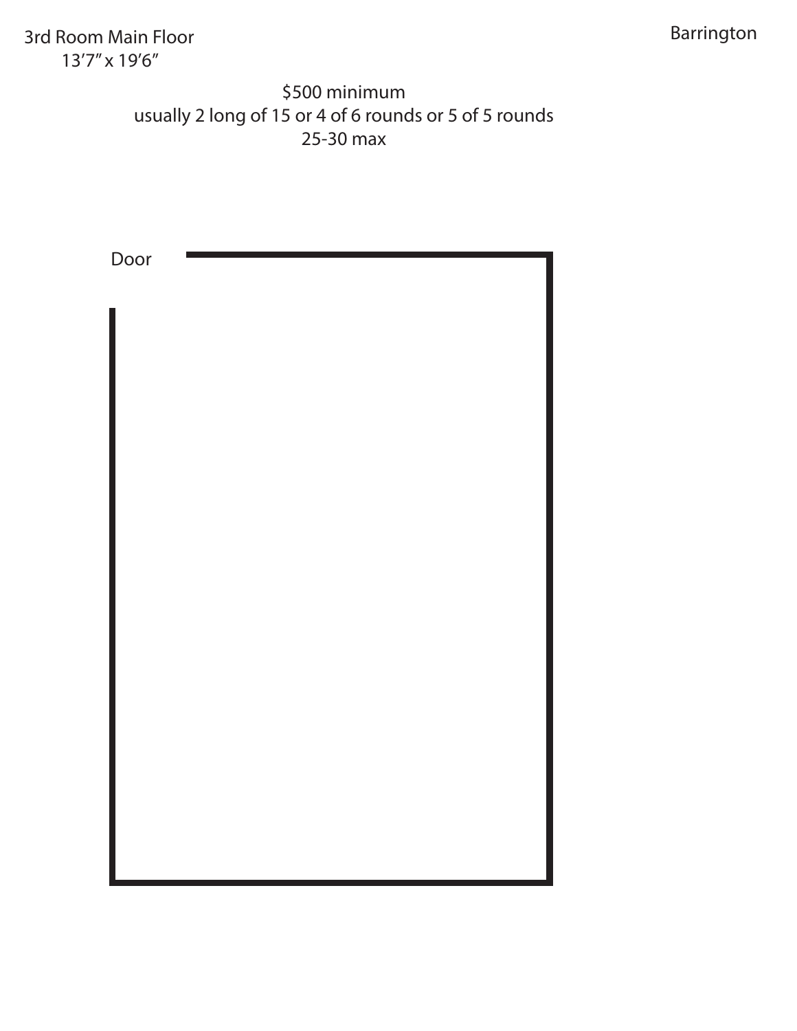3rd Room Main Floor
13’7” x 19’6”

Barrington

$500 minimum
usually 2 long of 15 or 4 of 6 rounds or 5 of 5 rounds
25-30 max

Door